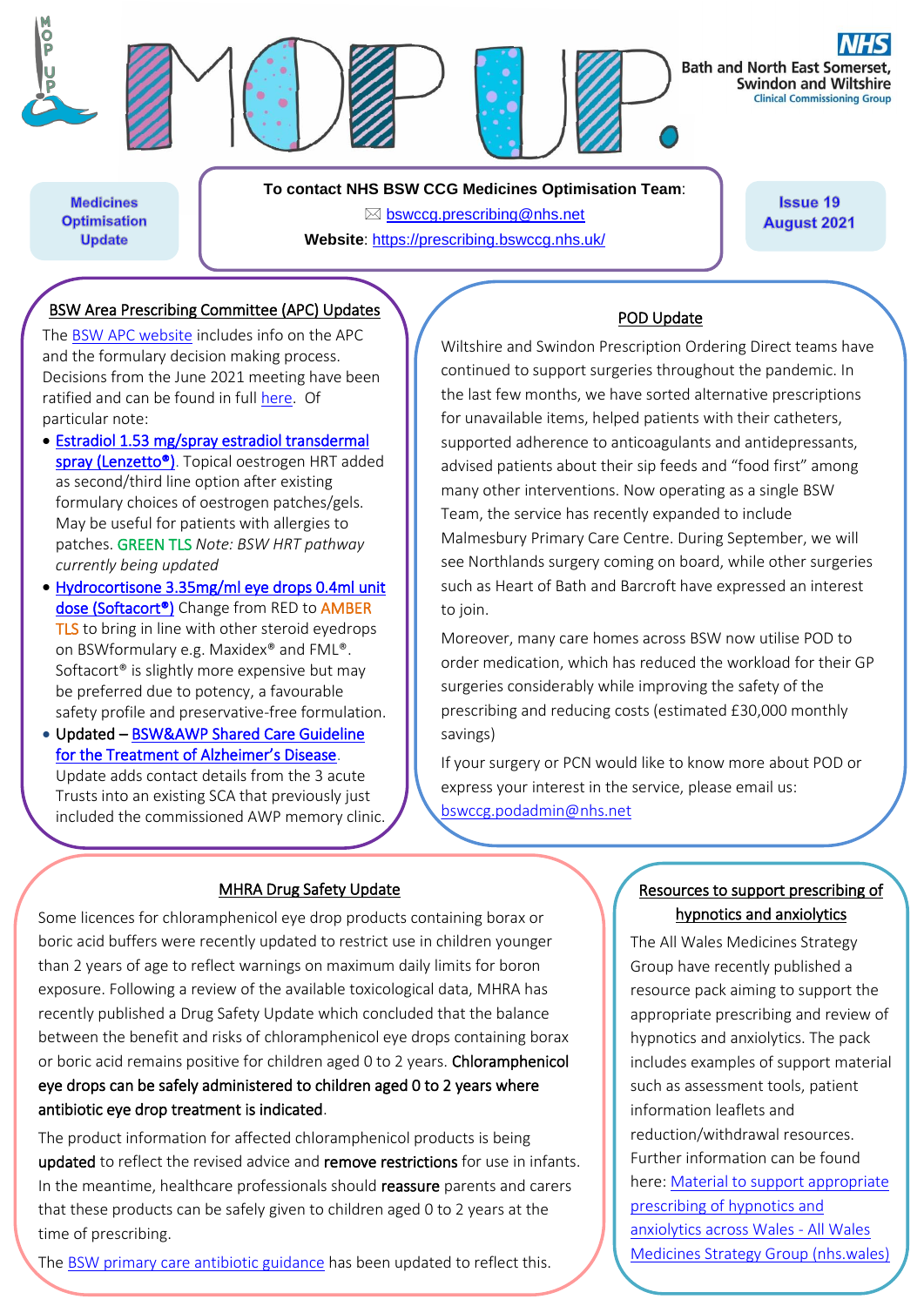# MOP UP.

NHS Bath and North East Somerset, Swindon and Wiltshire Clinical Commissioning Group

**Medicines Optimisation Update**

**To contact NHS BSW CCG Medicines Optimisation Team**:
bswccg.prescribing@nhs.net
**Website**: https://prescribing.bswccg.nhs.uk/

**Issue 19 August 2021**

## BSW Area Prescribing Committee (APC) Updates

The BSW APC website includes info on the APC and the formulary decision making process. Decisions from the June 2021 meeting have been ratified and can be found in full here. Of particular note:

- Estradiol 1.53 mg/spray estradiol transdermal spray (Lenzetto®). Topical oestrogen HRT added as second/third line option after existing formulary choices of oestrogen patches/gels. May be useful for patients with allergies to patches. GREEN TLS *Note: BSW HRT pathway currently being updated*
- Hydrocortisone 3.35mg/ml eye drops 0.4ml unit dose (Softacort®) Change from RED to AMBER TLS to bring in line with other steroid eyedrops on BSWformulary e.g. Maxidex® and FML®. Softacort® is slightly more expensive but may be preferred due to potency, a favourable safety profile and preservative-free formulation.
- Updated – BSW&AWP Shared Care Guideline for the Treatment of Alzheimer's Disease. Update adds contact details from the 3 acute Trusts into an existing SCA that previously just included the commissioned AWP memory clinic.

## POD Update

Wiltshire and Swindon Prescription Ordering Direct teams have continued to support surgeries throughout the pandemic. In the last few months, we have sorted alternative prescriptions for unavailable items, helped patients with their catheters, supported adherence to anticoagulants and antidepressants, advised patients about their sip feeds and "food first" among many other interventions. Now operating as a single BSW Team, the service has recently expanded to include Malmesbury Primary Care Centre. During September, we will see Northlands surgery coming on board, while other surgeries such as Heart of Bath and Barcroft have expressed an interest to join.

Moreover, many care homes across BSW now utilise POD to order medication, which has reduced the workload for their GP surgeries considerably while improving the safety of the prescribing and reducing costs (estimated £30,000 monthly savings)

If your surgery or PCN would like to know more about POD or express your interest in the service, please email us: bswccg.podadmin@nhs.net

## MHRA Drug Safety Update

Some licences for chloramphenicol eye drop products containing borax or boric acid buffers were recently updated to restrict use in children younger than 2 years of age to reflect warnings on maximum daily limits for boron exposure. Following a review of the available toxicological data, MHRA has recently published a Drug Safety Update which concluded that the balance between the benefit and risks of chloramphenicol eye drops containing borax or boric acid remains positive for children aged 0 to 2 years. **Chloramphenicol eye drops can be safely administered to children aged 0 to 2 years where antibiotic eye drop treatment is indicated**.

The product information for affected chloramphenicol products is being **updated** to reflect the revised advice and **remove restrictions** for use in infants. In the meantime, healthcare professionals should **reassure** parents and carers that these products can be safely given to children aged 0 to 2 years at the time of prescribing.

The BSW primary care antibiotic guidance has been updated to reflect this.

## Resources to support prescribing of hypnotics and anxiolytics

The All Wales Medicines Strategy Group have recently published a resource pack aiming to support the appropriate prescribing and review of hypnotics and anxiolytics. The pack includes examples of support material such as assessment tools, patient information leaflets and reduction/withdrawal resources. Further information can be found here: Material to support appropriate prescribing of hypnotics and anxiolytics across Wales - All Wales Medicines Strategy Group (nhs.wales)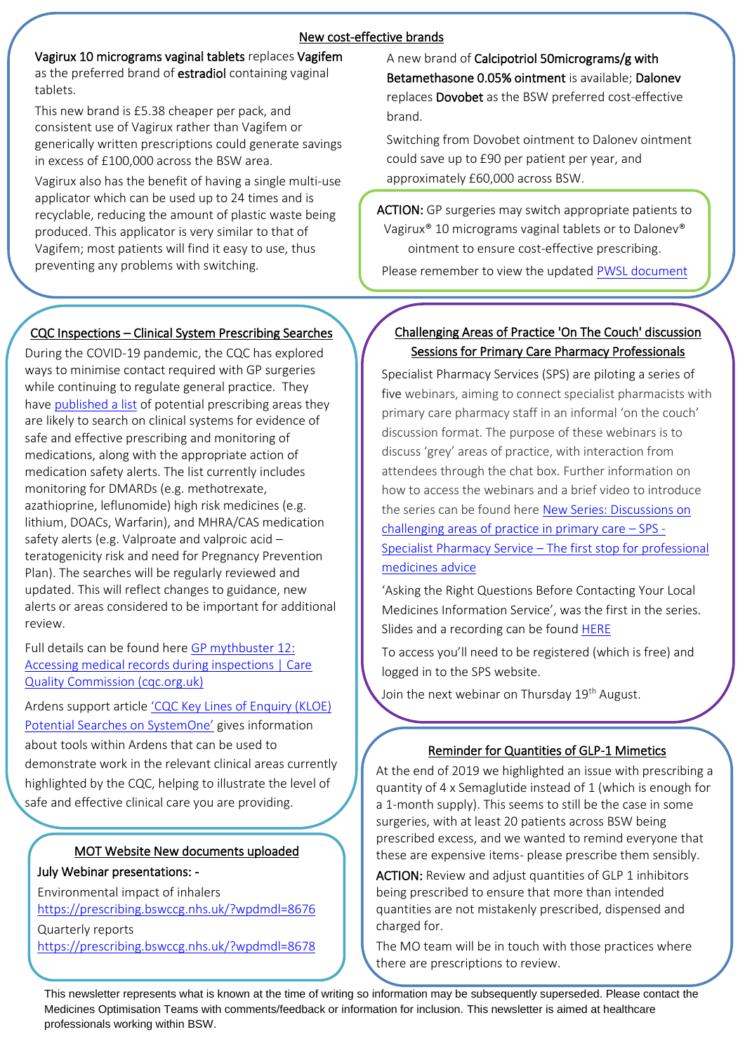## New cost-effective brands

**Vagirux 10 micrograms vaginal tablets** replaces **Vagifem** as the preferred brand of **estradiol** containing vaginal tablets.

This new brand is £5.38 cheaper per pack, and consistent use of Vagirux rather than Vagifem or generically written prescriptions could generate savings in excess of £100,000 across the BSW area.

Vagirux also has the benefit of having a single multi-use applicator which can be used up to 24 times and is recyclable, reducing the amount of plastic waste being produced. This applicator is very similar to that of Vagifem; most patients will find it easy to use, thus preventing any problems with switching.

A new brand of **Calcipotriol 50micrograms/g with Betamethasone 0.05% ointment** is available; **Dalonev** replaces **Dovobet** as the BSW preferred cost-effective brand.

Switching from Dovobet ointment to Dalonev ointment could save up to £90 per patient per year, and approximately £60,000 across BSW.

**ACTION:** GP surgeries may switch appropriate patients to Vagirux® 10 micrograms vaginal tablets or to Dalonev® ointment to ensure cost-effective prescribing.

Please remember to view the updated [PWSL document]

## CQC Inspections – Clinical System Prescribing Searches

During the COVID-19 pandemic, the CQC has explored ways to minimise contact required with GP surgeries while continuing to regulate general practice. They have [published a list] of potential prescribing areas they are likely to search on clinical systems for evidence of safe and effective prescribing and monitoring of medications, along with the appropriate action of medication safety alerts. The list currently includes monitoring for DMARDs (e.g. methotrexate, azathioprine, leflunomide) high risk medicines (e.g. lithium, DOACs, Warfarin), and MHRA/CAS medication safety alerts (e.g. Valproate and valproic acid – teratogenicity risk and need for Pregnancy Prevention Plan). The searches will be regularly reviewed and updated. This will reflect changes to guidance, new alerts or areas considered to be important for additional review.

Full details can be found here [GP mythbuster 12: Accessing medical records during inspections | Care Quality Commission (cqc.org.uk)]

Ardens support article ['CQC Key Lines of Enquiry (KLOE) Potential Searches on SystemOne'] gives information about tools within Ardens that can be used to demonstrate work in the relevant clinical areas currently highlighted by the CQC, helping to illustrate the level of safe and effective clinical care you are providing.

## MOT Website New documents uploaded

**July Webinar presentations: -**

Environmental impact of inhalers
https://prescribing.bswccg.nhs.uk/?wpdmdl=8676

Quarterly reports
https://prescribing.bswccg.nhs.uk/?wpdmdl=8678

## Challenging Areas of Practice 'On The Couch' discussion Sessions for Primary Care Pharmacy Professionals

Specialist Pharmacy Services (SPS) are piloting a series of five webinars, aiming to connect specialist pharmacists with primary care pharmacy staff in an informal 'on the couch' discussion format. The purpose of these webinars is to discuss 'grey' areas of practice, with interaction from attendees through the chat box. Further information on how to access the webinars and a brief video to introduce the series can be found here [New Series: Discussions on challenging areas of practice in primary care – SPS - Specialist Pharmacy Service – The first stop for professional medicines advice]

'Asking the Right Questions Before Contacting Your Local Medicines Information Service', was the first in the series. Slides and a recording can be found [HERE]

To access you'll need to be registered (which is free) and logged in to the SPS website.

Join the next webinar on Thursday 19th August.

## Reminder for Quantities of GLP-1 Mimetics

At the end of 2019 we highlighted an issue with prescribing a quantity of 4 x Semaglutide instead of 1 (which is enough for a 1-month supply). This seems to still be the case in some surgeries, with at least 20 patients across BSW being prescribed excess, and we wanted to remind everyone that these are expensive items- please prescribe them sensibly.

**ACTION:** Review and adjust quantities of GLP 1 inhibitors being prescribed to ensure that more than intended quantities are not mistakenly prescribed, dispensed and charged for.

The MO team will be in touch with those practices where there are prescriptions to review.

This newsletter represents what is known at the time of writing so information may be subsequently superseded. Please contact the Medicines Optimisation Teams with comments/feedback or information for inclusion. This newsletter is aimed at healthcare professionals working within BSW.